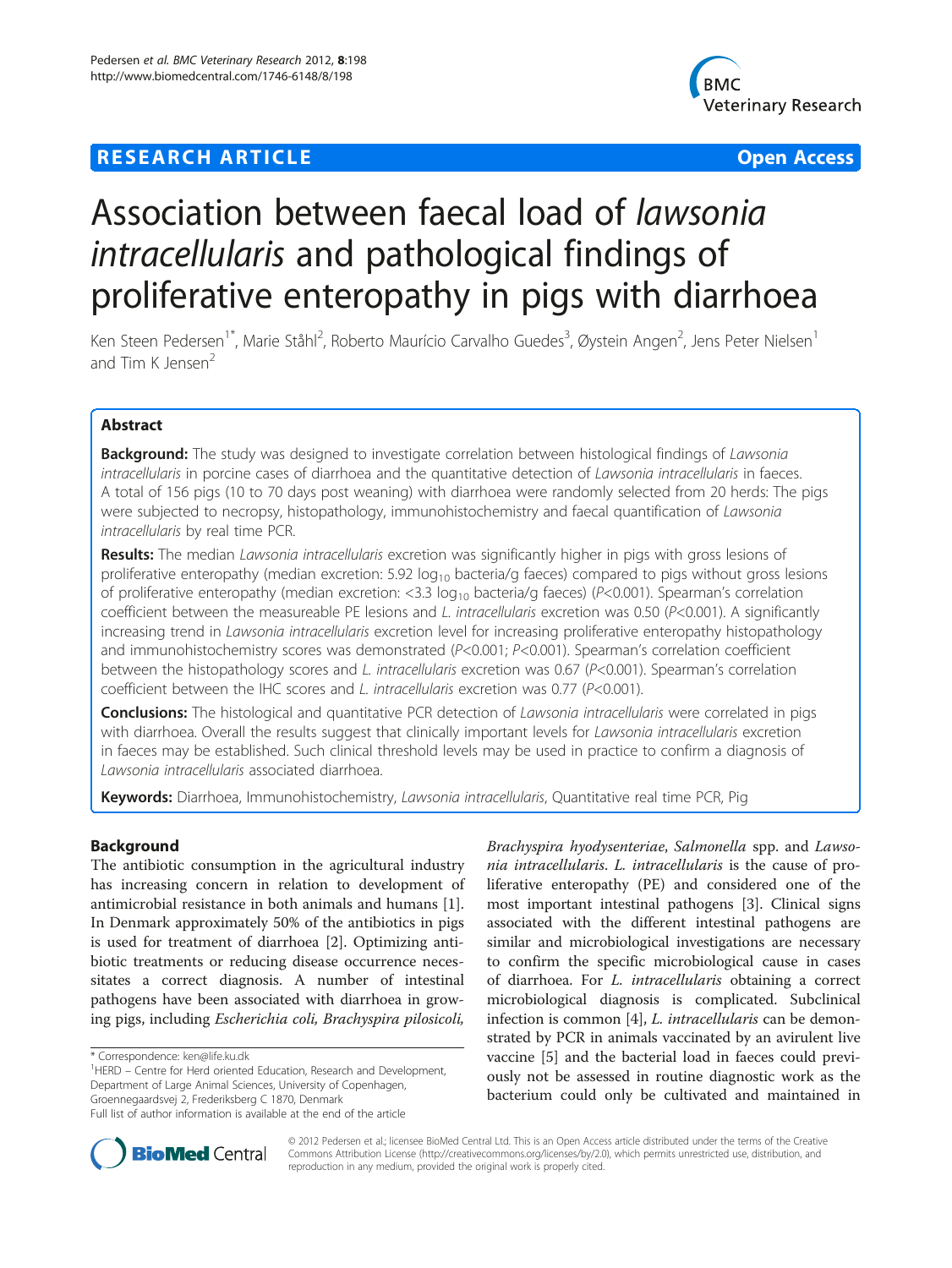**RESEARCH ARTICLE** **Open Access**

# Association between faecal load of *lawsonia intracellularis* and pathological findings of proliferative enteropathy in pigs with diarrhoea

Ken Steen Pedersen[1*], Marie Ståhl[2], Roberto Maurício Carvalho Guedes[3], Øystein Angen[2], Jens Peter Nielsen[1] and Tim K Jensen[2]

## Abstract

**Background:** The study was designed to investigate correlation between histological findings of *Lawsonia intracellularis* in porcine cases of diarrhoea and the quantitative detection of *Lawsonia intracellularis* in faeces. A total of 156 pigs (10 to 70 days post weaning) with diarrhoea were randomly selected from 20 herds: The pigs were subjected to necropsy, histopathology, immunohistochemistry and faecal quantification of *Lawsonia intracellularis* by real time PCR.

**Results:** The median *Lawsonia intracellularis* excretion was significantly higher in pigs with gross lesions of proliferative enteropathy (median excretion: 5.92 $\log_{10}$ bacteria/g faeces) compared to pigs without gross lesions of proliferative enteropathy (median excretion: <3.3 $\log_{10}$ bacteria/g faeces) ($P$<0.001). Spearman's correlation coefficient between the measureable PE lesions and *L. intracellularis* excretion was 0.50 ($P$<0.001). A significantly increasing trend in *Lawsonia intracellularis* excretion level for increasing proliferative enteropathy histopathology and immunohistochemistry scores was demonstrated ($P$<0.001; $P$<0.001). Spearman's correlation coefficient between the histopathology scores and *L. intracellularis* excretion was 0.67 ($P$<0.001). Spearman's correlation coefficient between the IHC scores and *L. intracellularis* excretion was 0.77 ($P$<0.001).

**Conclusions:** The histological and quantitative PCR detection of *Lawsonia intracellularis* were correlated in pigs with diarrhoea. Overall the results suggest that clinically important levels for *Lawsonia intracellularis* excretion in faeces may be established. Such clinical threshold levels may be used in practice to confirm a diagnosis of *Lawsonia intracellularis* associated diarrhoea.

**Keywords:** Diarrhoea, Immunohistochemistry, *Lawsonia intracellularis*, Quantitative real time PCR, Pig

## Background

The antibiotic consumption in the agricultural industry has increasing concern in relation to development of antimicrobial resistance in both animals and humans [1]. In Denmark approximately 50% of the antibiotics in pigs is used for treatment of diarrhoea [2]. Optimizing antibiotic treatments or reducing disease occurrence necessitates a correct diagnosis. A number of intestinal pathogens have been associated with diarrhoea in growing pigs, including *Escherichia coli, Brachyspira pilosicoli, Brachyspira hyodysenteriae*, *Salmonella* spp. and *Lawsonia intracellularis*. *L. intracellularis* is the cause of proliferative enteropathy (PE) and considered one of the most important intestinal pathogens [3]. Clinical signs associated with the different intestinal pathogens are similar and microbiological investigations are necessary to confirm the specific microbiological cause in cases of diarrhoea. For *L. intracellularis* obtaining a correct microbiological diagnosis is complicated. Subclinical infection is common [4], *L. intracellularis* can be demonstrated by PCR in animals vaccinated by an avirulent live vaccine [5] and the bacterial load in faeces could previously not be assessed in routine diagnostic work as the bacterium could only be cultivated and maintained in

\* Correspondence: ken@life.ku.dk
[1]HERD – Centre for Herd oriented Education, Research and Development, Department of Large Animal Sciences, University of Copenhagen, Groennegaardsvej 2, Frederiksberg C 1870, Denmark
Full list of author information is available at the end of the article

© 2012 Pedersen et al.; licensee BioMed Central Ltd. This is an Open Access article distributed under the terms of the Creative Commons Attribution License (http://creativecommons.org/licenses/by/2.0), which permits unrestricted use, distribution, and reproduction in any medium, provided the original work is properly cited.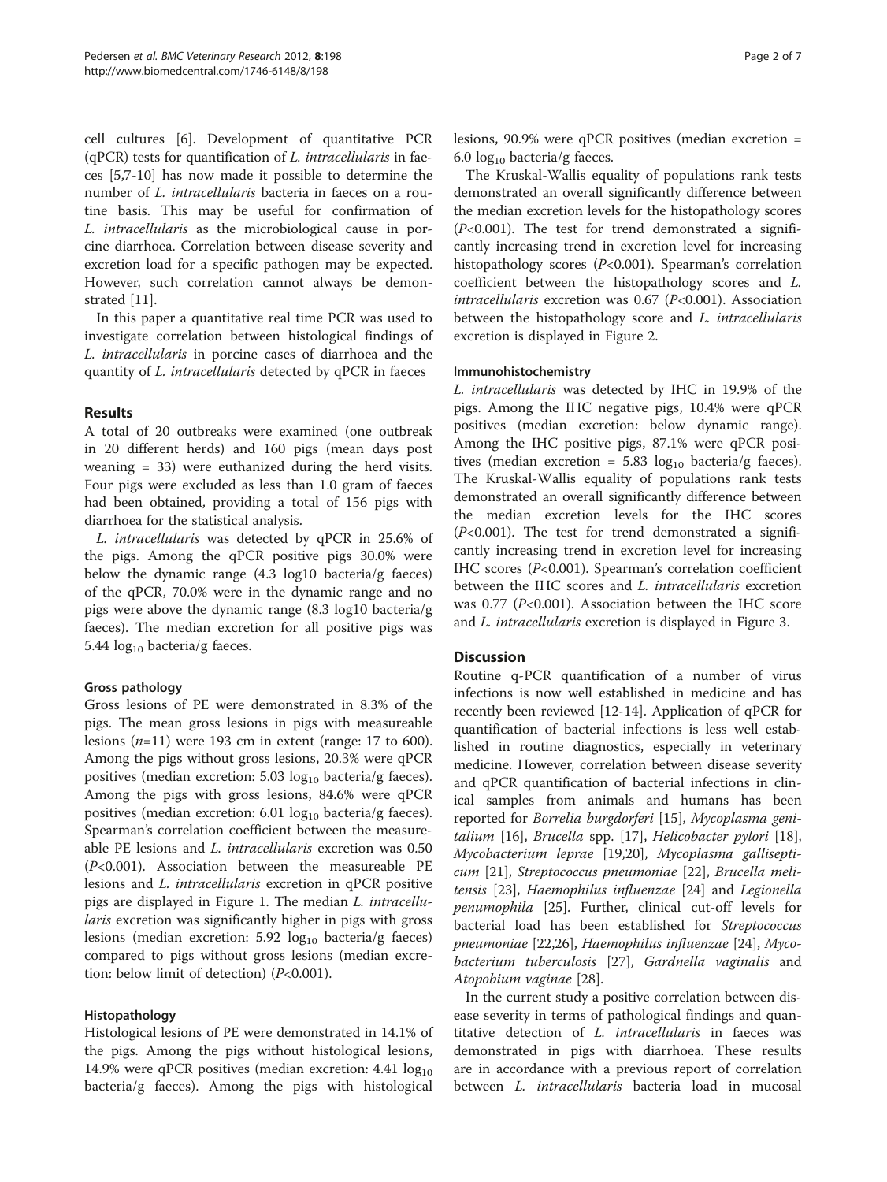cell cultures [6]. Development of quantitative PCR (qPCR) tests for quantification of *L. intracellularis* in faeces [5,7-10] has now made it possible to determine the number of *L. intracellularis* bacteria in faeces on a routine basis. This may be useful for confirmation of *L. intracellularis* as the microbiological cause in porcine diarrhoea. Correlation between disease severity and excretion load for a specific pathogen may be expected. However, such correlation cannot always be demonstrated [11].

In this paper a quantitative real time PCR was used to investigate correlation between histological findings of *L. intracellularis* in porcine cases of diarrhoea and the quantity of *L. intracellularis* detected by qPCR in faeces

## Results

A total of 20 outbreaks were examined (one outbreak in 20 different herds) and 160 pigs (mean days post weaning = 33) were euthanized during the herd visits. Four pigs were excluded as less than 1.0 gram of faeces had been obtained, providing a total of 156 pigs with diarrhoea for the statistical analysis.

*L. intracellularis* was detected by qPCR in 25.6% of the pigs. Among the qPCR positive pigs 30.0% were below the dynamic range (4.3 log10 bacteria/g faeces) of the qPCR, 70.0% were in the dynamic range and no pigs were above the dynamic range (8.3 log10 bacteria/g faeces). The median excretion for all positive pigs was 5.44 $\log_{10}$ bacteria/g faeces.

### Gross pathology

Gross lesions of PE were demonstrated in 8.3% of the pigs. The mean gross lesions in pigs with measureable lesions ($n$=11) were 193 cm in extent (range: 17 to 600). Among the pigs without gross lesions, 20.3% were qPCR positives (median excretion: 5.03 $\log_{10}$ bacteria/g faeces). Among the pigs with gross lesions, 84.6% were qPCR positives (median excretion: 6.01 $\log_{10}$ bacteria/g faeces). Spearman's correlation coefficient between the measureable PE lesions and *L. intracellularis* excretion was 0.50 ($P$<0.001). Association between the measureable PE lesions and *L. intracellularis* excretion in qPCR positive pigs are displayed in Figure 1. The median *L. intracellularis* excretion was significantly higher in pigs with gross lesions (median excretion: 5.92 $\log_{10}$ bacteria/g faeces) compared to pigs without gross lesions (median excretion: below limit of detection) ($P$<0.001).

### Histopathology

Histological lesions of PE were demonstrated in 14.1% of the pigs. Among the pigs without histological lesions, 14.9% were qPCR positives (median excretion: 4.41 $\log_{10}$ bacteria/g faeces). Among the pigs with histological lesions, 90.9% were qPCR positives (median excretion = 6.0 $\log_{10}$ bacteria/g faeces.

The Kruskal-Wallis equality of populations rank tests demonstrated an overall significantly difference between the median excretion levels for the histopathology scores ($P$<0.001). The test for trend demonstrated a significantly increasing trend in excretion level for increasing histopathology scores ($P$<0.001). Spearman's correlation coefficient between the histopathology scores and *L. intracellularis* excretion was 0.67 ($P$<0.001). Association between the histopathology score and *L. intracellularis* excretion is displayed in Figure 2.

### Immunohistochemistry

*L. intracellularis* was detected by IHC in 19.9% of the pigs. Among the IHC negative pigs, 10.4% were qPCR positives (median excretion: below dynamic range). Among the IHC positive pigs, 87.1% were qPCR positives (median excretion = 5.83 $\log_{10}$ bacteria/g faeces). The Kruskal-Wallis equality of populations rank tests demonstrated an overall significantly difference between the median excretion levels for the IHC scores ($P$<0.001). The test for trend demonstrated a significantly increasing trend in excretion level for increasing IHC scores ($P$<0.001). Spearman's correlation coefficient between the IHC scores and *L. intracellularis* excretion was 0.77 ($P$<0.001). Association between the IHC score and *L. intracellularis* excretion is displayed in Figure 3.

## Discussion

Routine q-PCR quantification of a number of virus infections is now well established in medicine and has recently been reviewed [12-14]. Application of qPCR for quantification of bacterial infections is less well established in routine diagnostics, especially in veterinary medicine. However, correlation between disease severity and qPCR quantification of bacterial infections in clinical samples from animals and humans has been reported for *Borrelia burgdorferi* [15], *Mycoplasma genitalium* [16], *Brucella* spp. [17], *Helicobacter pylori* [18], *Mycobacterium leprae* [19,20], *Mycoplasma gallisepticum* [21], *Streptococcus pneumoniae* [22], *Brucella melitensis* [23], *Haemophilus influenzae* [24] and *Legionella penumophila* [25]. Further, clinical cut-off levels for bacterial load has been established for *Streptococcus pneumoniae* [22,26], *Haemophilus influenzae* [24], *Mycobacterium tuberculosis* [27], *Gardnella vaginalis* and *Atopobium vaginae* [28].

In the current study a positive correlation between disease severity in terms of pathological findings and quantitative detection of *L. intracellularis* in faeces was demonstrated in pigs with diarrhoea. These results are in accordance with a previous report of correlation between *L. intracellularis* bacteria load in mucosal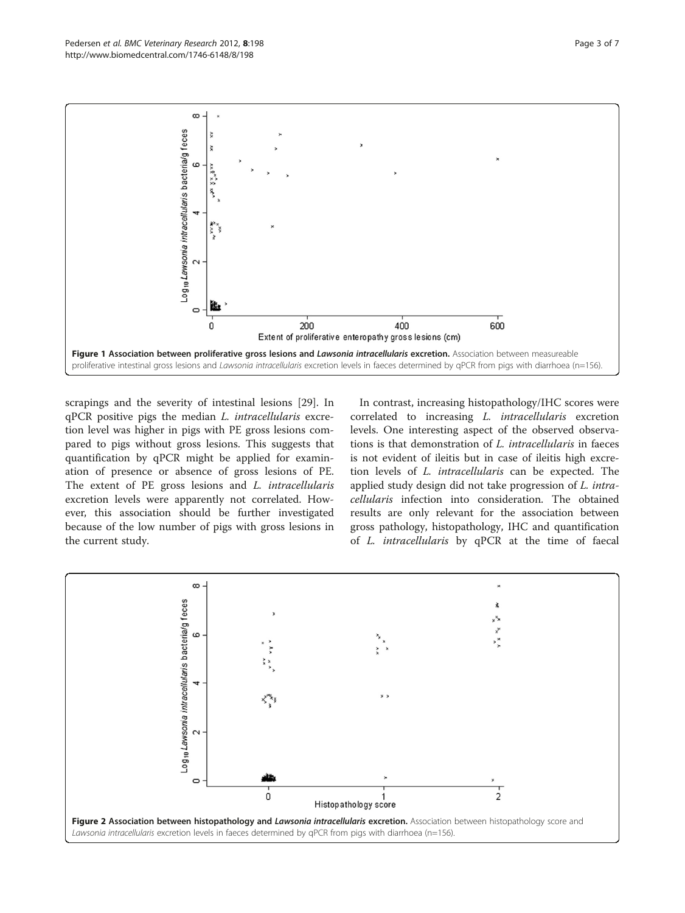**Figure 1 Association between proliferative gross lesions and *Lawsonia intracellularis* excretion.** Association between measureable proliferative intestinal gross lesions and *Lawsonia intracellularis* excretion levels in faeces determined by qPCR from pigs with diarrhoea (n=156).

scrapings and the severity of intestinal lesions [29]. In qPCR positive pigs the median *L. intracellularis* excretion level was higher in pigs with PE gross lesions compared to pigs without gross lesions. This suggests that quantification by qPCR might be applied for examination of presence or absence of gross lesions of PE. The extent of PE gross lesions and *L. intracellularis* excretion levels were apparently not correlated. However, this association should be further investigated because of the low number of pigs with gross lesions in the current study.

In contrast, increasing histopathology/IHC scores were correlated to increasing *L. intracellularis* excretion levels. One interesting aspect of the observed observations is that demonstration of *L. intracellularis* in faeces is not evident of ileitis but in case of ileitis high excretion levels of *L. intracellularis* can be expected. The applied study design did not take progression of *L. intracellularis* infection into consideration. The obtained results are only relevant for the association between gross pathology, histopathology, IHC and quantification of *L. intracellularis* by qPCR at the time of faecal

**Figure 2 Association between histopathology and *Lawsonia intracellularis* excretion.** Association between histopathology score and *Lawsonia intracellularis* excretion levels in faeces determined by qPCR from pigs with diarrhoea (n=156).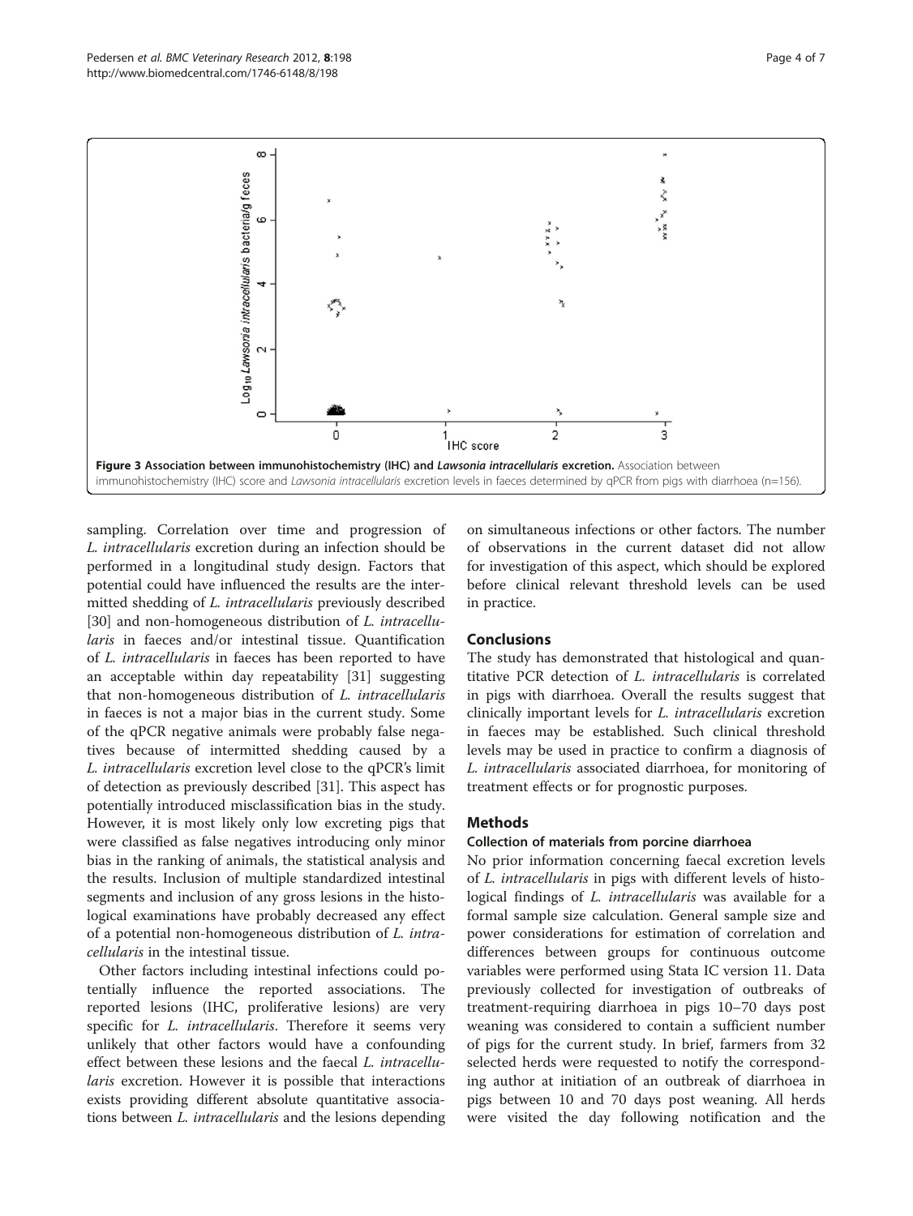**Figure 3 Association between immunohistochemistry (IHC) and *Lawsonia intracellularis* excretion.** Association between immunohistochemistry (IHC) score and *Lawsonia intracellularis* excretion levels in faeces determined by qPCR from pigs with diarrhoea (n=156).

sampling. Correlation over time and progression of *L. intracellularis* excretion during an infection should be performed in a longitudinal study design. Factors that potential could have influenced the results are the intermitted shedding of *L. intracellularis* previously described [30] and non-homogeneous distribution of *L. intracellularis* in faeces and/or intestinal tissue. Quantification of *L. intracellularis* in faeces has been reported to have an acceptable within day repeatability [31] suggesting that non-homogeneous distribution of *L. intracellularis* in faeces is not a major bias in the current study. Some of the qPCR negative animals were probably false negatives because of intermitted shedding caused by a *L. intracellularis* excretion level close to the qPCR's limit of detection as previously described [31]. This aspect has potentially introduced misclassification bias in the study. However, it is most likely only low excreting pigs that were classified as false negatives introducing only minor bias in the ranking of animals, the statistical analysis and the results. Inclusion of multiple standardized intestinal segments and inclusion of any gross lesions in the histological examinations have probably decreased any effect of a potential non-homogeneous distribution of *L. intracellularis* in the intestinal tissue.

Other factors including intestinal infections could potentially influence the reported associations. The reported lesions (IHC, proliferative lesions) are very specific for *L. intracellularis*. Therefore it seems very unlikely that other factors would have a confounding effect between these lesions and the faecal *L. intracellularis* excretion. However it is possible that interactions exists providing different absolute quantitative associations between *L. intracellularis* and the lesions depending on simultaneous infections or other factors. The number of observations in the current dataset did not allow for investigation of this aspect, which should be explored before clinical relevant threshold levels can be used in practice.

## Conclusions

The study has demonstrated that histological and quantitative PCR detection of *L. intracellularis* is correlated in pigs with diarrhoea. Overall the results suggest that clinically important levels for *L. intracellularis* excretion in faeces may be established. Such clinical threshold levels may be used in practice to confirm a diagnosis of *L. intracellularis* associated diarrhoea, for monitoring of treatment effects or for prognostic purposes.

## Methods

### Collection of materials from porcine diarrhoea

No prior information concerning faecal excretion levels of *L. intracellularis* in pigs with different levels of histological findings of *L. intracellularis* was available for a formal sample size calculation. General sample size and power considerations for estimation of correlation and differences between groups for continuous outcome variables were performed using Stata IC version 11. Data previously collected for investigation of outbreaks of treatment-requiring diarrhoea in pigs 10–70 days post weaning was considered to contain a sufficient number of pigs for the current study. In brief, farmers from 32 selected herds were requested to notify the corresponding author at initiation of an outbreak of diarrhoea in pigs between 10 and 70 days post weaning. All herds were visited the day following notification and the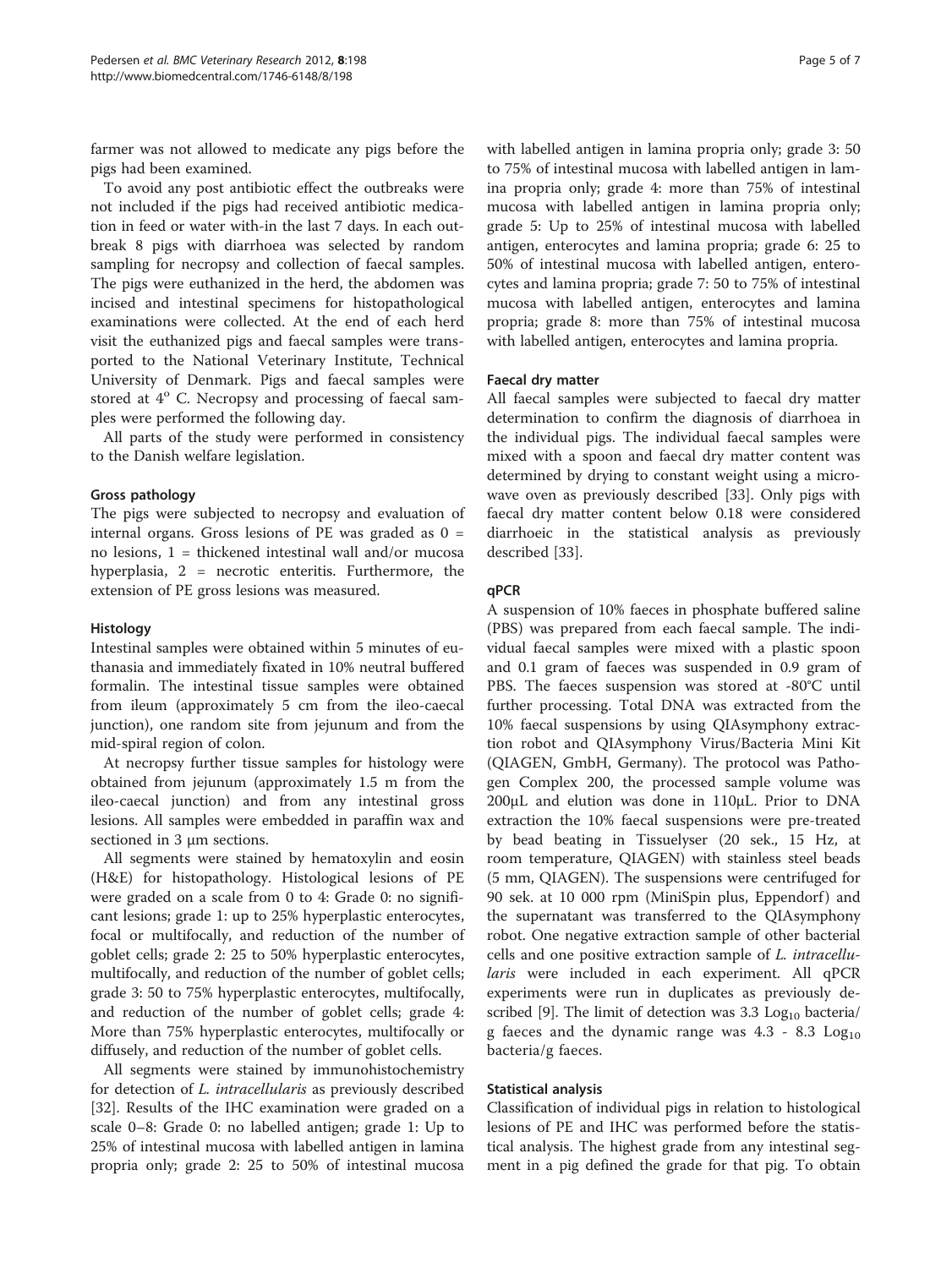farmer was not allowed to medicate any pigs before the pigs had been examined.

To avoid any post antibiotic effect the outbreaks were not included if the pigs had received antibiotic medication in feed or water with-in the last 7 days. In each outbreak 8 pigs with diarrhoea was selected by random sampling for necropsy and collection of faecal samples. The pigs were euthanized in the herd, the abdomen was incised and intestinal specimens for histopathological examinations were collected. At the end of each herd visit the euthanized pigs and faecal samples were transported to the National Veterinary Institute, Technical University of Denmark. Pigs and faecal samples were stored at 4° C. Necropsy and processing of faecal samples were performed the following day.

All parts of the study were performed in consistency to the Danish welfare legislation.

#### Gross pathology

The pigs were subjected to necropsy and evaluation of internal organs. Gross lesions of PE was graded as 0 = no lesions, 1 = thickened intestinal wall and/or mucosa hyperplasia, 2 = necrotic enteritis. Furthermore, the extension of PE gross lesions was measured.

#### Histology

Intestinal samples were obtained within 5 minutes of euthanasia and immediately fixated in 10% neutral buffered formalin. The intestinal tissue samples were obtained from ileum (approximately 5 cm from the ileo-caecal junction), one random site from jejunum and from the mid-spiral region of colon.

At necropsy further tissue samples for histology were obtained from jejunum (approximately 1.5 m from the ileo-caecal junction) and from any intestinal gross lesions. All samples were embedded in paraffin wax and sectioned in 3 μm sections.

All segments were stained by hematoxylin and eosin (H&E) for histopathology. Histological lesions of PE were graded on a scale from 0 to 4: Grade 0: no significant lesions; grade 1: up to 25% hyperplastic enterocytes, focal or multifocally, and reduction of the number of goblet cells; grade 2: 25 to 50% hyperplastic enterocytes, multifocally, and reduction of the number of goblet cells; grade 3: 50 to 75% hyperplastic enterocytes, multifocally, and reduction of the number of goblet cells; grade 4: More than 75% hyperplastic enterocytes, multifocally or diffusely, and reduction of the number of goblet cells.

All segments were stained by immunohistochemistry for detection of *L. intracellularis* as previously described [32]. Results of the IHC examination were graded on a scale 0–8: Grade 0: no labelled antigen; grade 1: Up to 25% of intestinal mucosa with labelled antigen in lamina propria only; grade 2: 25 to 50% of intestinal mucosa with labelled antigen in lamina propria only; grade 3: 50 to 75% of intestinal mucosa with labelled antigen in lamina propria only; grade 4: more than 75% of intestinal mucosa with labelled antigen in lamina propria only; grade 5: Up to 25% of intestinal mucosa with labelled antigen, enterocytes and lamina propria; grade 6: 25 to 50% of intestinal mucosa with labelled antigen, enterocytes and lamina propria; grade 7: 50 to 75% of intestinal mucosa with labelled antigen, enterocytes and lamina propria; grade 8: more than 75% of intestinal mucosa with labelled antigen, enterocytes and lamina propria.

#### Faecal dry matter

All faecal samples were subjected to faecal dry matter determination to confirm the diagnosis of diarrhoea in the individual pigs. The individual faecal samples were mixed with a spoon and faecal dry matter content was determined by drying to constant weight using a microwave oven as previously described [33]. Only pigs with faecal dry matter content below 0.18 were considered diarrhoeic in the statistical analysis as previously described [33].

#### qPCR

A suspension of 10% faeces in phosphate buffered saline (PBS) was prepared from each faecal sample. The individual faecal samples were mixed with a plastic spoon and 0.1 gram of faeces was suspended in 0.9 gram of PBS. The faeces suspension was stored at -80°C until further processing. Total DNA was extracted from the 10% faecal suspensions by using QIAsymphony extraction robot and QIAsymphony Virus/Bacteria Mini Kit (QIAGEN, GmbH, Germany). The protocol was Pathogen Complex 200, the processed sample volume was 200μL and elution was done in 110μL. Prior to DNA extraction the 10% faecal suspensions were pre-treated by bead beating in Tissuelyser (20 sek., 15 Hz, at room temperature, QIAGEN) with stainless steel beads (5 mm, QIAGEN). The suspensions were centrifuged for 90 sek. at 10 000 rpm (MiniSpin plus, Eppendorf) and the supernatant was transferred to the QIAsymphony robot. One negative extraction sample of other bacterial cells and one positive extraction sample of *L. intracellularis* were included in each experiment. All qPCR experiments were run in duplicates as previously described [9]. The limit of detection was 3.3 $Log_{10}$ bacteria/g faeces and the dynamic range was 4.3 - 8.3 $Log_{10}$ bacteria/g faeces.

#### Statistical analysis

Classification of individual pigs in relation to histological lesions of PE and IHC was performed before the statistical analysis. The highest grade from any intestinal segment in a pig defined the grade for that pig. To obtain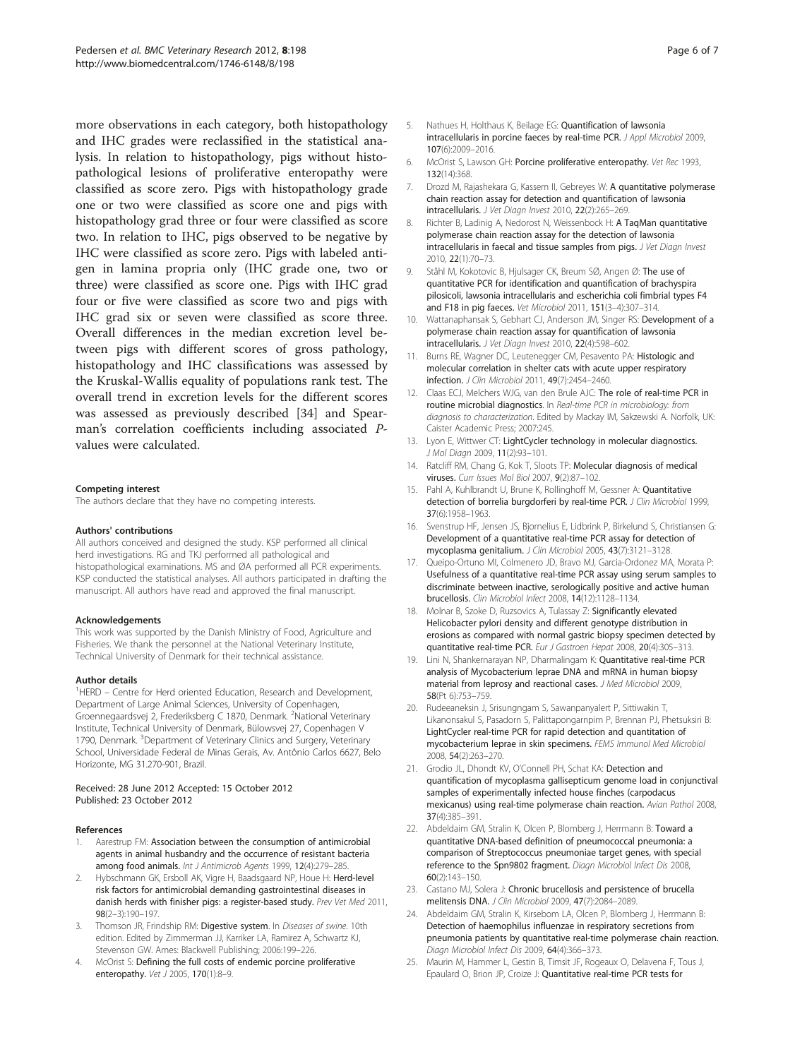more observations in each category, both histopathology and IHC grades were reclassified in the statistical analysis. In relation to histopathology, pigs without histopathological lesions of proliferative enteropathy were classified as score zero. Pigs with histopathology grade one or two were classified as score one and pigs with histopathology grad three or four were classified as score two. In relation to IHC, pigs observed to be negative by IHC were classified as score zero. Pigs with labeled antigen in lamina propria only (IHC grade one, two or three) were classified as score one. Pigs with IHC grad four or five were classified as score two and pigs with IHC grad six or seven were classified as score three. Overall differences in the median excretion level between pigs with different scores of gross pathology, histopathology and IHC classifications was assessed by the Kruskal-Wallis equality of populations rank test. The overall trend in excretion levels for the different scores was assessed as previously described [34] and Spearman's correlation coefficients including associated *P*-values were calculated.

#### Competing interest

The authors declare that they have no competing interests.

#### Authors' contributions

All authors conceived and designed the study. KSP performed all clinical herd investigations. RG and TKJ performed all pathological and histopathological examinations. MS and ØA performed all PCR experiments. KSP conducted the statistical analyses. All authors participated in drafting the manuscript. All authors have read and approved the final manuscript.

#### Acknowledgements

This work was supported by the Danish Ministry of Food, Agriculture and Fisheries. We thank the personnel at the National Veterinary Institute, Technical University of Denmark for their technical assistance.

#### Author details

[1]HERD – Centre for Herd oriented Education, Research and Development, Department of Large Animal Sciences, University of Copenhagen, Groennegaardsvej 2, Frederiksberg C 1870, Denmark. [2]National Veterinary Institute, Technical University of Denmark, Bülowsvej 27, Copenhagen V 1790, Denmark. [3]Department of Veterinary Clinics and Surgery, Veterinary School, Universidade Federal de Minas Gerais, Av. Antônio Carlos 6627, Belo Horizonte, MG 31.270-901, Brazil.

Received: 28 June 2012 Accepted: 15 October 2012
Published: 23 October 2012

#### References

1. Aarestrup FM: **Association between the consumption of antimicrobial agents in animal husbandry and the occurrence of resistant bacteria among food animals.** *Int J Antimicrob Agents* 1999, **12**(4):279–285.
2. Hybschmann GK, Ersboll AK, Vigre H, Baadsgaard NP, Houe H: **Herd-level risk factors for antimicrobial demanding gastrointestinal diseases in danish herds with finisher pigs: a register-based study.** *Prev Vet Med* 2011, **98**(2–3):190–197.
3. Thomson JR, Frindship RM: **Digestive system.** In *Diseases of swine.* 10th edition. Edited by Zimmerman JJ, Karriker LA, Ramirez A, Schwartz KJ, Stevenson GW. Ames: Blackwell Publishing; 2006:199–226.
4. McOrist S: **Defining the full costs of endemic porcine proliferative enteropathy.** *Vet J* 2005, **170**(1):8–9.
5. Nathues H, Holthaus K, Beilage EG: **Quantification of lawsonia intracellularis in porcine faeces by real-time PCR.** *J Appl Microbiol* 2009, **107**(6):2009–2016.
6. McOrist S, Lawson GH: **Porcine proliferative enteropathy.** *Vet Rec* 1993, **132**(14):368.
7. Drozd M, Rajashekara G, Kassem II, Gebreyes W: **A quantitative polymerase chain reaction assay for detection and quantification of lawsonia intracellularis.** *J Vet Diagn Invest* 2010, **22**(2):265–269.
8. Richter B, Ladinig A, Nedorost N, Weissenbock H: **A TaqMan quantitative polymerase chain reaction assay for the detection of lawsonia intracellularis in faecal and tissue samples from pigs.** *J Vet Diagn Invest* 2010, **22**(1):70–73.
9. Ståhl M, Kokotovic B, Hjulsager CK, Breum SØ, Angen Ø: **The use of quantitative PCR for identification and quantification of brachyspira pilosicoli, lawsonia intracellularis and escherichia coli fimbrial types F4 and F18 in pig faeces.** *Vet Microbiol* 2011, **151**(3–4):307–314.
10. Wattanaphansak S, Gebhart CJ, Anderson JM, Singer RS: **Development of a polymerase chain reaction assay for quantification of lawsonia intracellularis.** *J Vet Diagn Invest* 2010, **22**(4):598–602.
11. Burns RE, Wagner DC, Leutenegger CM, Pesavento PA: **Histologic and molecular correlation in shelter cats with acute upper respiratory infection.** *J Clin Microbiol* 2011, **49**(7):2454–2460.
12. Claas ECJ, Melchers WJG, van den Brule AJC: **The role of real-time PCR in routine microbial diagnostics.** In *Real-time PCR in microbiology: from diagnosis to characterization.* Edited by Mackay IM, Sakzewski A. Norfolk, UK: Caister Academic Press; 2007:245.
13. Lyon E, Wittwer CT: **LightCycler technology in molecular diagnostics.** *J Mol Diagn* 2009, **11**(2):93–101.
14. Ratcliff RM, Chang G, Kok T, Sloots TP: **Molecular diagnosis of medical viruses.** *Curr Issues Mol Biol* 2007, **9**(2):87–102.
15. Pahl A, Kuhlbrandt U, Brune K, Rollinghoff M, Gessner A: **Quantitative detection of borrelia burgdorferi by real-time PCR.** *J Clin Microbiol* 1999, **37**(6):1958–1963.
16. Svenstrup HF, Jensen JS, Bjornelius E, Lidbrink P, Birkelund S, Christiansen G: **Development of a quantitative real-time PCR assay for detection of mycoplasma genitalium.** *J Clin Microbiol* 2005, **43**(7):3121–3128.
17. Queipo-Ortuno MI, Colmenero JD, Bravo MJ, Garcia-Ordonez MA, Morata P: **Usefulness of a quantitative real-time PCR assay using serum samples to discriminate between inactive, serologically positive and active human brucellosis.** *Clin Microbiol Infect* 2008, **14**(12):1128–1134.
18. Molnar B, Szoke D, Ruzsovics A, Tulassay Z: **Significantly elevated Helicobacter pylori density and different genotype distribution in erosions as compared with normal gastric biopsy specimen detected by quantitative real-time PCR.** *Eur J Gastroen Hepat* 2008, **20**(4):305–313.
19. Lini N, Shankernarayan NP, Dharmalingam K: **Quantitative real-time PCR analysis of Mycobacterium leprae DNA and mRNA in human biopsy material from leprosy and reactional cases.** *J Med Microbiol* 2009, **58**(Pt 6):753–759.
20. Rudeeaneksin J, Srisungngam S, Sawanpanyalert P, Sittiwakin T, Likanonsakul S, Pasadorn S, Palittapongarnpim P, Brennan PJ, Phetsuksiri B: **LightCycler real-time PCR for rapid detection and quantitation of mycobacterium leprae in skin specimens.** *FEMS Immunol Med Microbiol* 2008, **54**(2):263–270.
21. Grodio JL, Dhondt KV, O'Connell PH, Schat KA: **Detection and quantification of mycoplasma gallisepticum genome load in conjunctival samples of experimentally infected house finches (carpodacus mexicanus) using real-time polymerase chain reaction.** *Avian Pathol* 2008, **37**(4):385–391.
22. Abdeldaim GM, Stralin K, Olcen P, Blomberg J, Herrmann B: **Toward a quantitative DNA-based definition of pneumococcal pneumonia: a comparison of Streptococcus pneumoniae target genes, with special reference to the Spn9802 fragment.** *Diagn Microbiol Infect Dis* 2008, **60**(2):143–150.
23. Castano MJ, Solera J: **Chronic brucellosis and persistence of brucella melitensis DNA.** *J Clin Microbiol* 2009, **47**(7):2084–2089.
24. Abdeldaim GM, Stralin K, Kirsebom LA, Olcen P, Blomberg J, Herrmann B: **Detection of haemophilus influenzae in respiratory secretions from pneumonia patients by quantitative real-time polymerase chain reaction.** *Diagn Microbiol Infect Dis* 2009, **64**(4):366–373.
25. Maurin M, Hammer L, Gestin B, Timsit JF, Rogeaux O, Delavena F, Tous J, Epaulard O, Brion JP, Croize J: **Quantitative real-time PCR tests for**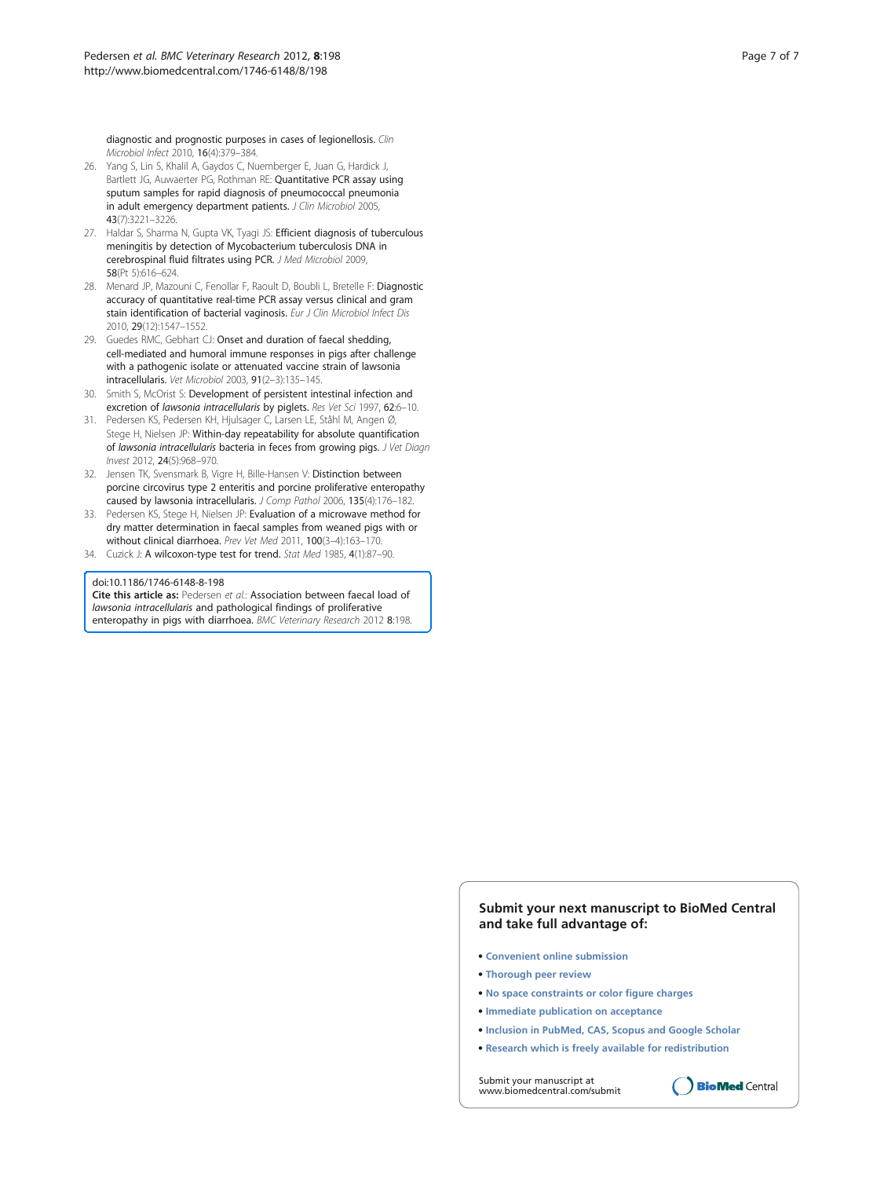diagnostic and prognostic purposes in cases of legionellosis. *Clin Microbiol Infect* 2010, **16**(4):379–384.

26. Yang S, Lin S, Khalil A, Gaydos C, Nuemberger E, Juan G, Hardick J, Bartlett JG, Auwaerter PG, Rothman RE: **Quantitative PCR assay using sputum samples for rapid diagnosis of pneumococcal pneumonia in adult emergency department patients.** *J Clin Microbiol* 2005, **43**(7):3221–3226.
27. Haldar S, Sharma N, Gupta VK, Tyagi JS: **Efficient diagnosis of tuberculous meningitis by detection of Mycobacterium tuberculosis DNA in cerebrospinal fluid filtrates using PCR.** *J Med Microbiol* 2009, **58**(Pt 5):616–624.
28. Menard JP, Mazouni C, Fenollar F, Raoult D, Boubli L, Bretelle F: **Diagnostic accuracy of quantitative real-time PCR assay versus clinical and gram stain identification of bacterial vaginosis.** *Eur J Clin Microbiol Infect Dis* 2010, **29**(12):1547–1552.
29. Guedes RMC, Gebhart CJ: **Onset and duration of faecal shedding, cell-mediated and humoral immune responses in pigs after challenge with a pathogenic isolate or attenuated vaccine strain of lawsonia intracellularis.** *Vet Microbiol* 2003, **91**(2–3):135–145.
30. Smith S, McOrist S: **Development of persistent intestinal infection and excretion of *lawsonia intracellularis* by piglets.** *Res Vet Sci* 1997, **62**:6–10.
31. Pedersen KS, Pedersen KH, Hjulsager C, Larsen LE, Ståhl M, Angen Ø, Stege H, Nielsen JP: **Within-day repeatability for absolute quantification of *lawsonia intracellularis* bacteria in feces from growing pigs.** *J Vet Diagn Invest* 2012, **24**(5):968–970.
32. Jensen TK, Svensmark B, Vigre H, Bille-Hansen V: **Distinction between porcine circovirus type 2 enteritis and porcine proliferative enteropathy caused by lawsonia intracellularis.** *J Comp Pathol* 2006, **135**(4):176–182.
33. Pedersen KS, Stege H, Nielsen JP: **Evaluation of a microwave method for dry matter determination in faecal samples from weaned pigs with or without clinical diarrhoea.** *Prev Vet Med* 2011, **100**(3–4):163–170.
34. Cuzick J: **A wilcoxon-type test for trend.** *Stat Med* 1985, **4**(1):87–90.

doi:10.1186/1746-6148-8-198

**Cite this article as:** Pedersen *et al.*: Association between faecal load of *lawsonia intracellularis* and pathological findings of proliferative enteropathy in pigs with diarrhoea. *BMC Veterinary Research* 2012 **8**:198.

**Submit your next manuscript to BioMed Central and take full advantage of:**

- **Convenient online submission**
- **Thorough peer review**
- **No space constraints or color figure charges**
- **Immediate publication on acceptance**
- **Inclusion in PubMed, CAS, Scopus and Google Scholar**
- **Research which is freely available for redistribution**

Submit your manuscript at www.biomedcentral.com/submit

BioMed Central